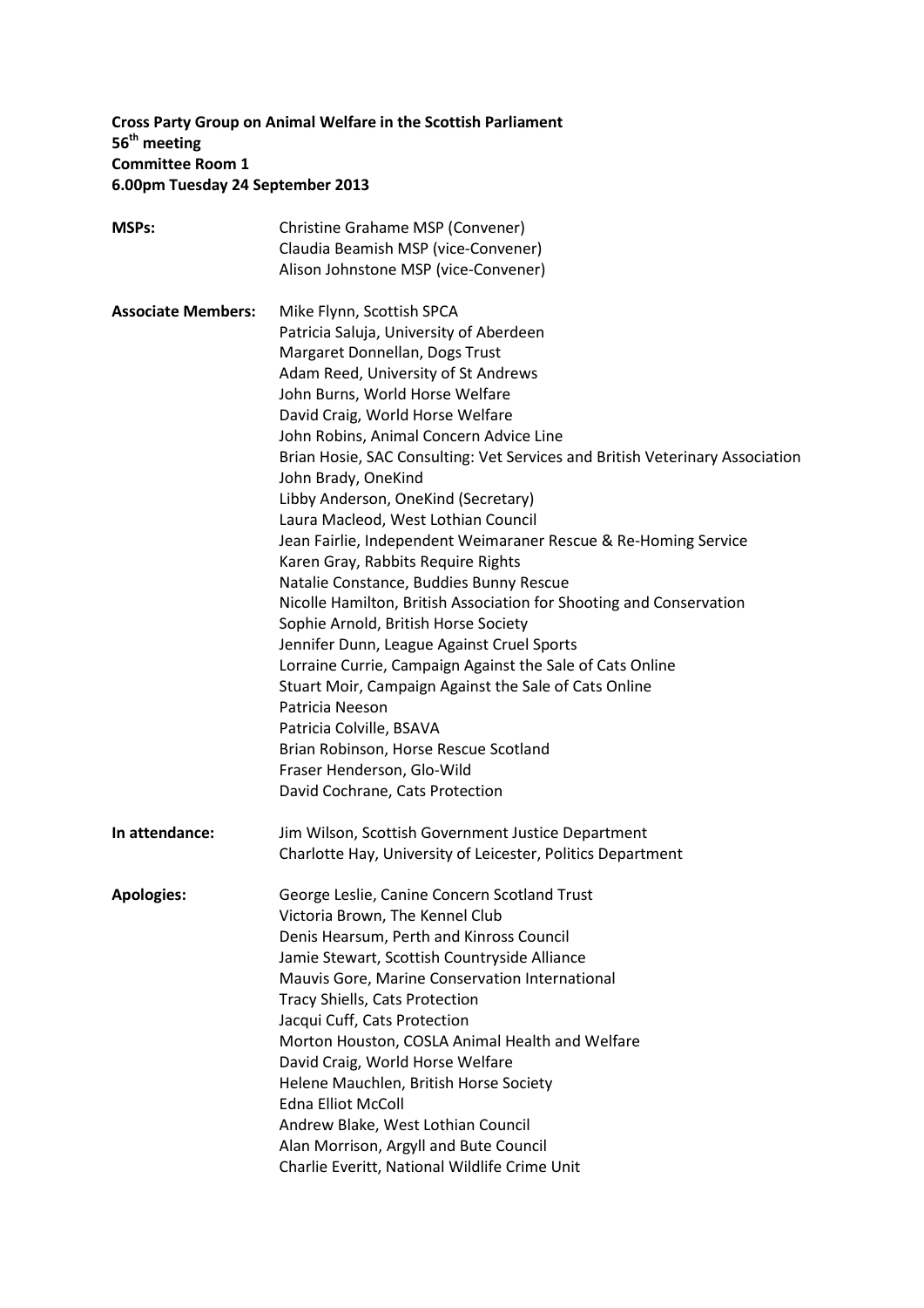**Cross Party Group on Animal Welfare in the Scottish Parliament**
**56th meeting**
**Committee Room 1**
**6.00pm Tuesday 24 September 2013**

**MSPs:**

Christine Grahame MSP (Convener)
Claudia Beamish MSP (vice-Convener)
Alison Johnstone MSP (vice-Convener)

**Associate Members:**

Mike Flynn, Scottish SPCA
Patricia Saluja, University of Aberdeen
Margaret Donnellan, Dogs Trust
Adam Reed, University of St Andrews
John Burns, World Horse Welfare
David Craig, World Horse Welfare
John Robins, Animal Concern Advice Line
Brian Hosie, SAC Consulting: Vet Services and British Veterinary Association
John Brady, OneKind
Libby Anderson, OneKind (Secretary)
Laura Macleod, West Lothian Council
Jean Fairlie, Independent Weimaraner Rescue & Re-Homing Service
Karen Gray, Rabbits Require Rights
Natalie Constance, Buddies Bunny Rescue
Nicolle Hamilton, British Association for Shooting and Conservation
Sophie Arnold, British Horse Society
Jennifer Dunn, League Against Cruel Sports
Lorraine Currie, Campaign Against the Sale of Cats Online
Stuart Moir, Campaign Against the Sale of Cats Online
Patricia Neeson
Patricia Colville, BSAVA
Brian Robinson, Horse Rescue Scotland
Fraser Henderson, Glo-Wild
David Cochrane, Cats Protection

**In attendance:**

Jim Wilson, Scottish Government Justice Department
Charlotte Hay, University of Leicester, Politics Department

**Apologies:**

George Leslie, Canine Concern Scotland Trust
Victoria Brown, The Kennel Club
Denis Hearsum, Perth and Kinross Council
Jamie Stewart, Scottish Countryside Alliance
Mauvis Gore, Marine Conservation International
Tracy Shiells, Cats Protection
Jacqui Cuff, Cats Protection
Morton Houston, COSLA Animal Health and Welfare
David Craig, World Horse Welfare
Helene Mauchlen, British Horse Society
Edna Elliot McColl
Andrew Blake, West Lothian Council
Alan Morrison, Argyll and Bute Council
Charlie Everitt, National Wildlife Crime Unit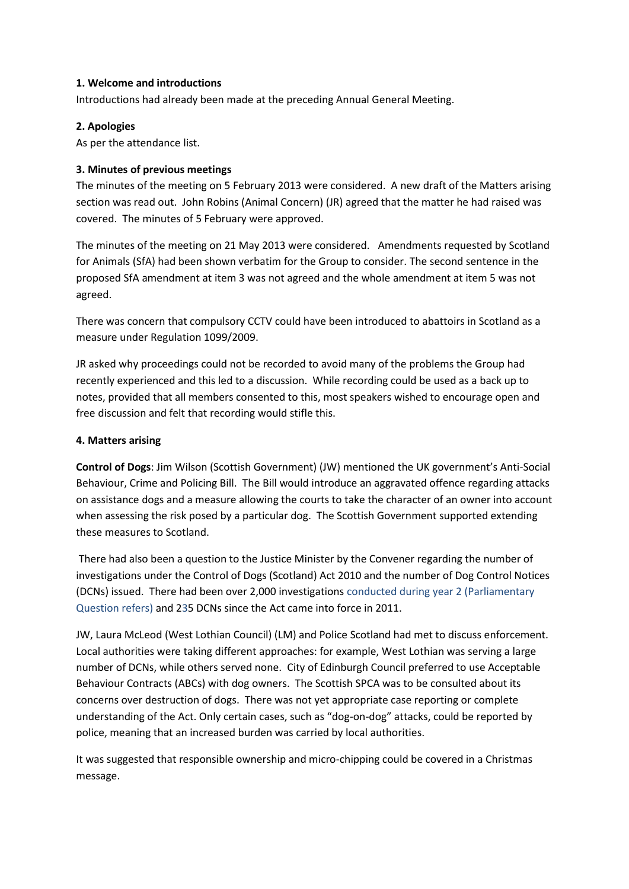**1. Welcome and introductions**

Introductions had already been made at the preceding Annual General Meeting.

**2. Apologies**

As per the attendance list.

**3. Minutes of previous meetings**

The minutes of the meeting on 5 February 2013 were considered. A new draft of the Matters arising section was read out. John Robins (Animal Concern) (JR) agreed that the matter he had raised was covered. The minutes of 5 February were approved.

The minutes of the meeting on 21 May 2013 were considered. Amendments requested by Scotland for Animals (SfA) had been shown verbatim for the Group to consider. The second sentence in the proposed SfA amendment at item 3 was not agreed and the whole amendment at item 5 was not agreed.

There was concern that compulsory CCTV could have been introduced to abattoirs in Scotland as a measure under Regulation 1099/2009.

JR asked why proceedings could not be recorded to avoid many of the problems the Group had recently experienced and this led to a discussion. While recording could be used as a back up to notes, provided that all members consented to this, most speakers wished to encourage open and free discussion and felt that recording would stifle this.

**4. Matters arising**

**Control of Dogs**: Jim Wilson (Scottish Government) (JW) mentioned the UK government's Anti-Social Behaviour, Crime and Policing Bill. The Bill would introduce an aggravated offence regarding attacks on assistance dogs and a measure allowing the courts to take the character of an owner into account when assessing the risk posed by a particular dog. The Scottish Government supported extending these measures to Scotland.

There had also been a question to the Justice Minister by the Convener regarding the number of investigations under the Control of Dogs (Scotland) Act 2010 and the number of Dog Control Notices (DCNs) issued. There had been over 2,000 investigations conducted during year 2 (Parliamentary Question refers) and 235 DCNs since the Act came into force in 2011.

JW, Laura McLeod (West Lothian Council) (LM) and Police Scotland had met to discuss enforcement. Local authorities were taking different approaches: for example, West Lothian was serving a large number of DCNs, while others served none. City of Edinburgh Council preferred to use Acceptable Behaviour Contracts (ABCs) with dog owners. The Scottish SPCA was to be consulted about its concerns over destruction of dogs. There was not yet appropriate case reporting or complete understanding of the Act. Only certain cases, such as "dog-on-dog" attacks, could be reported by police, meaning that an increased burden was carried by local authorities.

It was suggested that responsible ownership and micro-chipping could be covered in a Christmas message.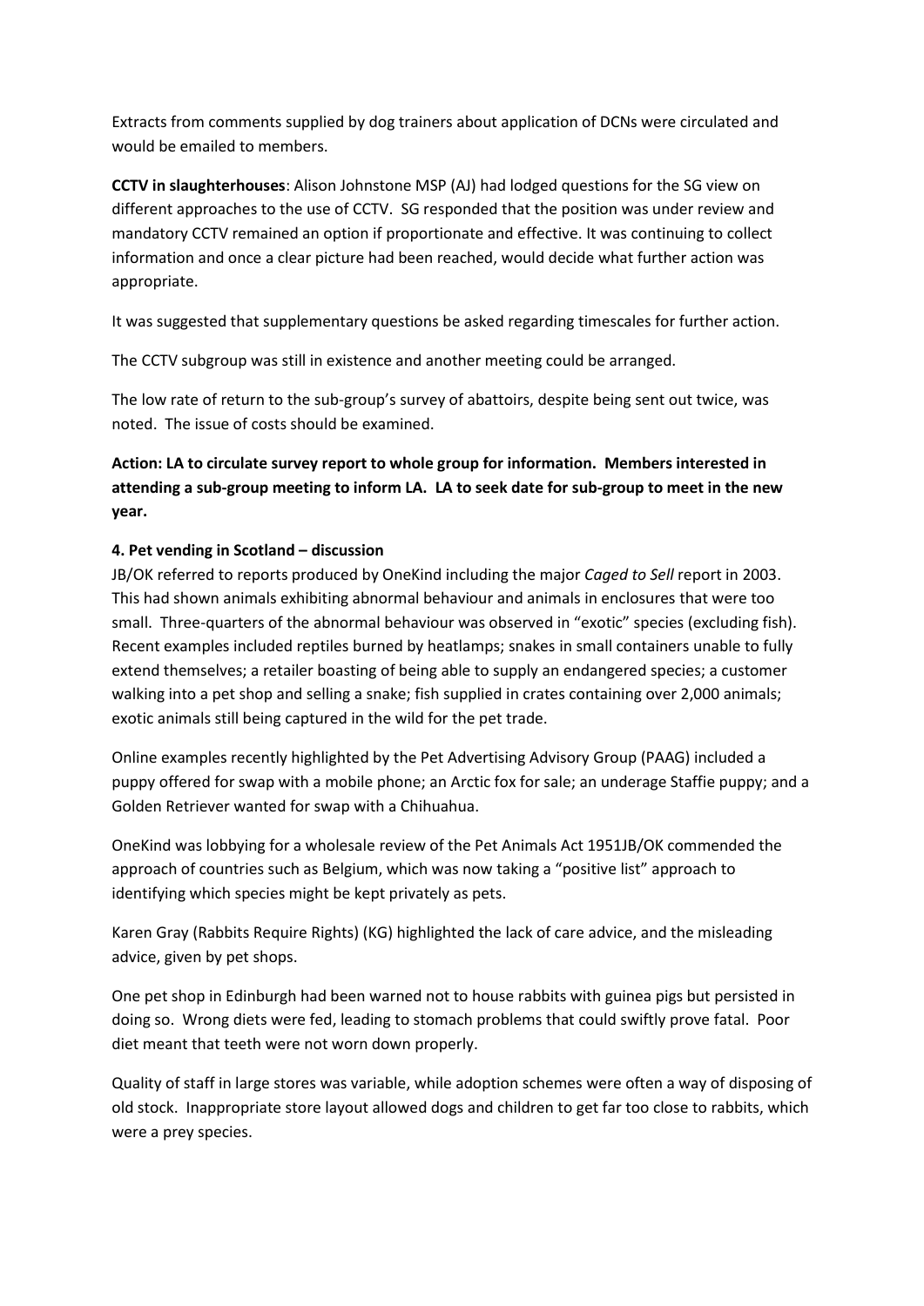Extracts from comments supplied by dog trainers about application of DCNs were circulated and would be emailed to members.

**CCTV in slaughterhouses**: Alison Johnstone MSP (AJ) had lodged questions for the SG view on different approaches to the use of CCTV. SG responded that the position was under review and mandatory CCTV remained an option if proportionate and effective. It was continuing to collect information and once a clear picture had been reached, would decide what further action was appropriate.

It was suggested that supplementary questions be asked regarding timescales for further action.

The CCTV subgroup was still in existence and another meeting could be arranged.

The low rate of return to the sub-group's survey of abattoirs, despite being sent out twice, was noted. The issue of costs should be examined.

**Action: LA to circulate survey report to whole group for information. Members interested in attending a sub-group meeting to inform LA. LA to seek date for sub-group to meet in the new year.**

**4. Pet vending in Scotland – discussion**

JB/OK referred to reports produced by OneKind including the major *Caged to Sell* report in 2003. This had shown animals exhibiting abnormal behaviour and animals in enclosures that were too small. Three-quarters of the abnormal behaviour was observed in "exotic" species (excluding fish). Recent examples included reptiles burned by heatlamps; snakes in small containers unable to fully extend themselves; a retailer boasting of being able to supply an endangered species; a customer walking into a pet shop and selling a snake; fish supplied in crates containing over 2,000 animals; exotic animals still being captured in the wild for the pet trade.

Online examples recently highlighted by the Pet Advertising Advisory Group (PAAG) included a puppy offered for swap with a mobile phone; an Arctic fox for sale; an underage Staffie puppy; and a Golden Retriever wanted for swap with a Chihuahua.

OneKind was lobbying for a wholesale review of the Pet Animals Act 1951JB/OK commended the approach of countries such as Belgium, which was now taking a "positive list" approach to identifying which species might be kept privately as pets.

Karen Gray (Rabbits Require Rights) (KG) highlighted the lack of care advice, and the misleading advice, given by pet shops.

One pet shop in Edinburgh had been warned not to house rabbits with guinea pigs but persisted in doing so. Wrong diets were fed, leading to stomach problems that could swiftly prove fatal. Poor diet meant that teeth were not worn down properly.

Quality of staff in large stores was variable, while adoption schemes were often a way of disposing of old stock. Inappropriate store layout allowed dogs and children to get far too close to rabbits, which were a prey species.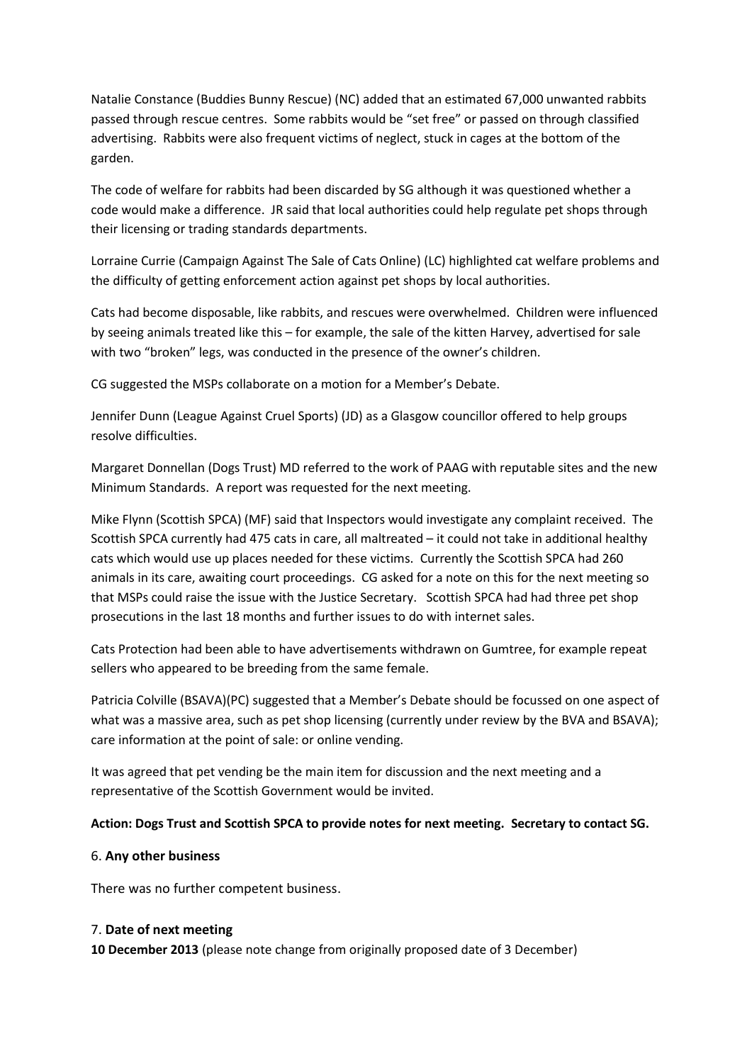Natalie Constance (Buddies Bunny Rescue) (NC) added that an estimated 67,000 unwanted rabbits passed through rescue centres. Some rabbits would be "set free" or passed on through classified advertising. Rabbits were also frequent victims of neglect, stuck in cages at the bottom of the garden.

The code of welfare for rabbits had been discarded by SG although it was questioned whether a code would make a difference. JR said that local authorities could help regulate pet shops through their licensing or trading standards departments.

Lorraine Currie (Campaign Against The Sale of Cats Online) (LC) highlighted cat welfare problems and the difficulty of getting enforcement action against pet shops by local authorities.

Cats had become disposable, like rabbits, and rescues were overwhelmed. Children were influenced by seeing animals treated like this – for example, the sale of the kitten Harvey, advertised for sale with two "broken" legs, was conducted in the presence of the owner's children.

CG suggested the MSPs collaborate on a motion for a Member's Debate.

Jennifer Dunn (League Against Cruel Sports) (JD) as a Glasgow councillor offered to help groups resolve difficulties.

Margaret Donnellan (Dogs Trust) MD referred to the work of PAAG with reputable sites and the new Minimum Standards. A report was requested for the next meeting.

Mike Flynn (Scottish SPCA) (MF) said that Inspectors would investigate any complaint received. The Scottish SPCA currently had 475 cats in care, all maltreated – it could not take in additional healthy cats which would use up places needed for these victims. Currently the Scottish SPCA had 260 animals in its care, awaiting court proceedings. CG asked for a note on this for the next meeting so that MSPs could raise the issue with the Justice Secretary. Scottish SPCA had had three pet shop prosecutions in the last 18 months and further issues to do with internet sales.

Cats Protection had been able to have advertisements withdrawn on Gumtree, for example repeat sellers who appeared to be breeding from the same female.

Patricia Colville (BSAVA)(PC) suggested that a Member's Debate should be focussed on one aspect of what was a massive area, such as pet shop licensing (currently under review by the BVA and BSAVA); care information at the point of sale: or online vending.

It was agreed that pet vending be the main item for discussion and the next meeting and a representative of the Scottish Government would be invited.

**Action: Dogs Trust and Scottish SPCA to provide notes for next meeting. Secretary to contact SG.**

## 6. **Any other business**

There was no further competent business.

## 7. **Date of next meeting**

**10 December 2013** (please note change from originally proposed date of 3 December)